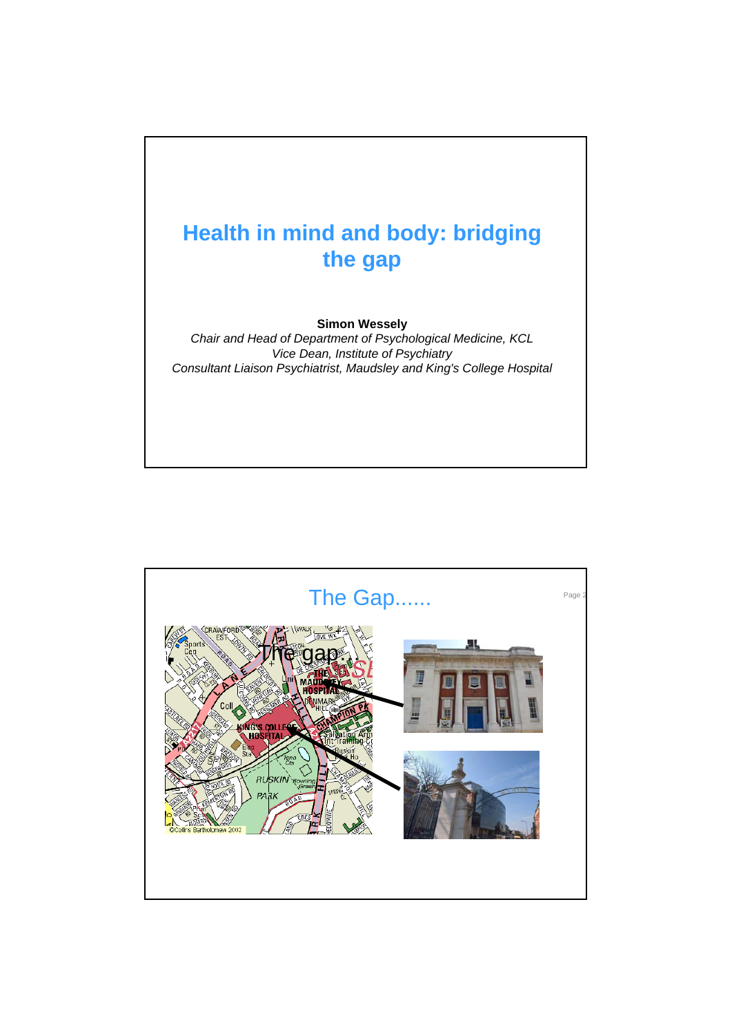# Health in mind and body: bridging the gap

**Simon Wessely**

*Chair and Head of Department of Psychological Medicine, KCL*
*Vice Dean, Institute of Psychiatry*
*Consultant Liaison Psychiatrist, Maudsley and King's College Hospital*

## The Gap......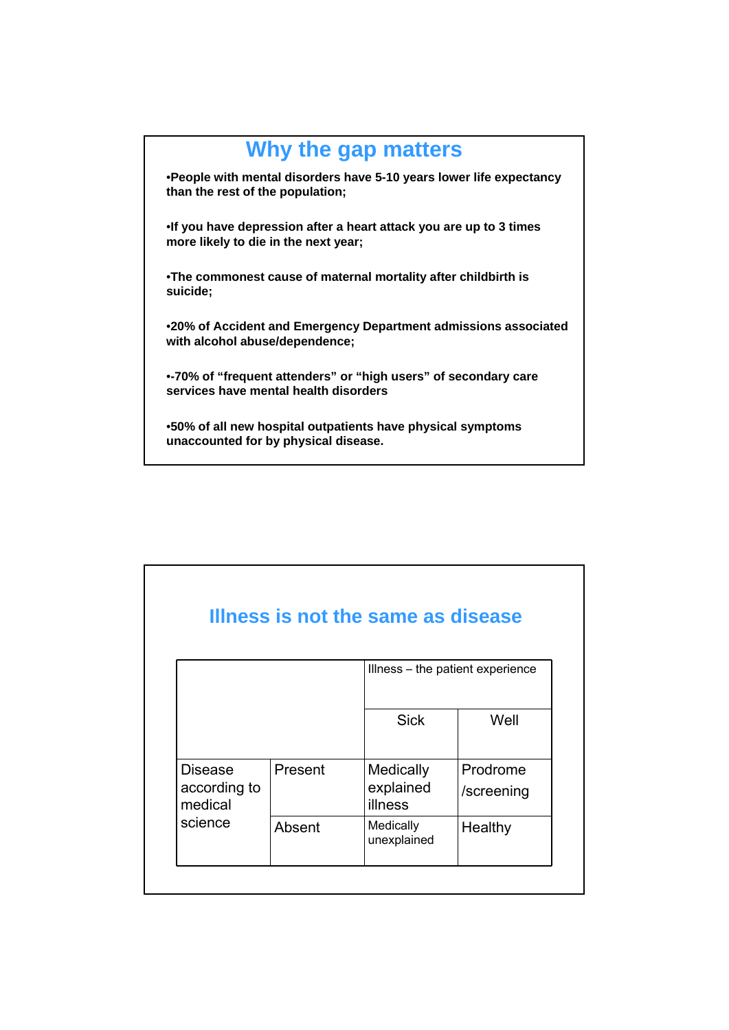## Why the gap matters

- People with mental disorders have 5-10 years lower life expectancy than the rest of the population;
- If you have depression after a heart attack you are up to 3 times more likely to die in the next year;
- The commonest cause of maternal mortality after childbirth is suicide;
- 20% of Accident and Emergency Department admissions associated with alcohol abuse/dependence;
- -70% of "frequent attenders" or "high users" of secondary care services have mental health disorders
- 50% of all new hospital outpatients have physical symptoms unaccounted for by physical disease.

## Illness is not the same as disease

| | | Illness – the patient experience | |
|---|---|---|---|
| | | Sick | Well |
| Disease according to medical science | Present | Medically explained illness | Prodrome /screening |
| | Absent | Medically unexplained | Healthy |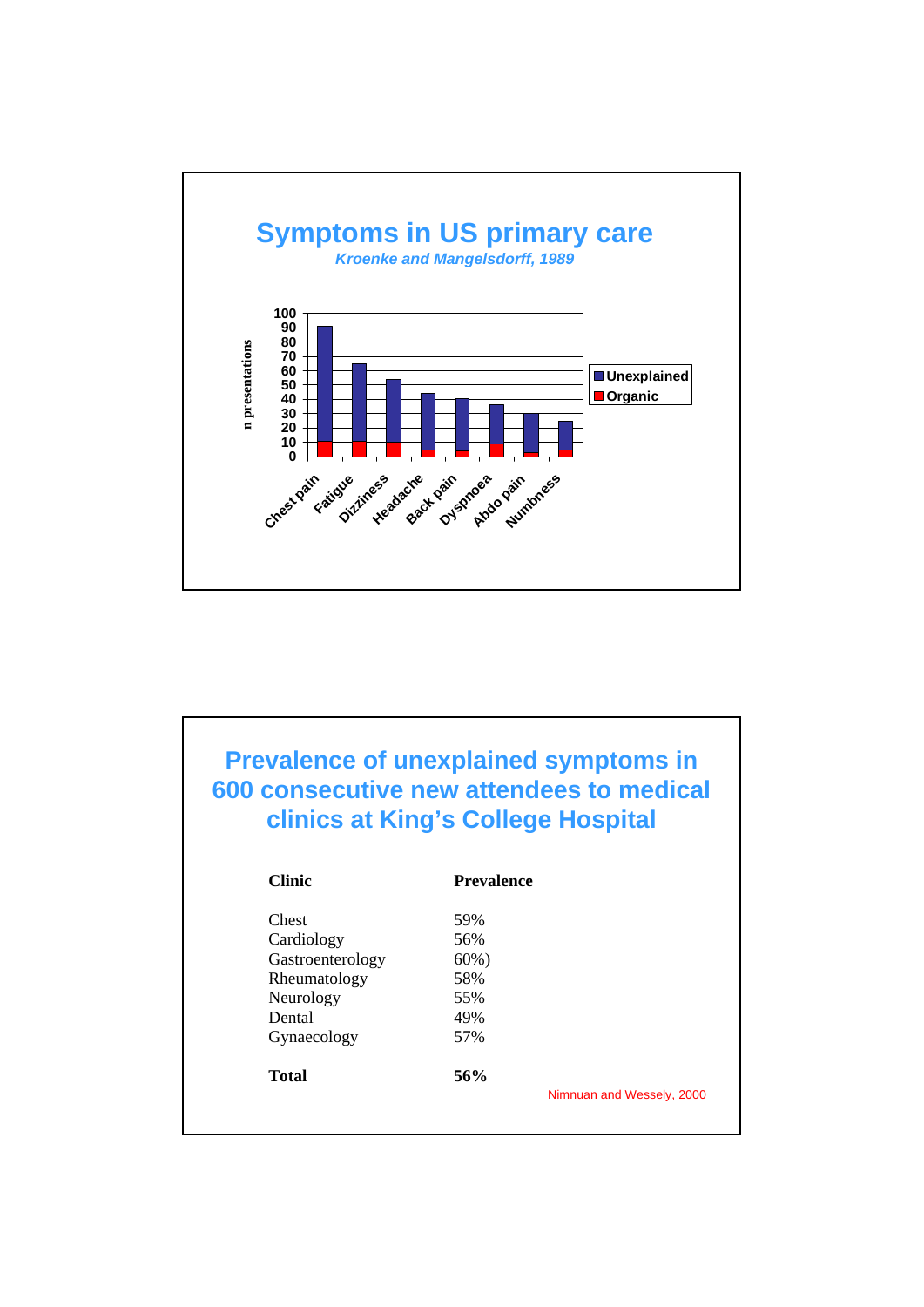# Symptoms in US primary care

*Kroenke and Mangelsdorff, 1989*

n presentations

100
90
80
70
60
50
40
30
20
10
0

Chest pain, Fatigue, Dizziness, Headache, Back pain, Dyspnoea, Abdo pain, Numbness

Unexplained
Organic

# Prevalence of unexplained symptoms in 600 consecutive new attendees to medical clinics at King's College Hospital

| Clinic | Prevalence |
|---|---|
| Chest | 59% |
| Cardiology | 56% |
| Gastroenterology | 60%) |
| Rheumatology | 58% |
| Neurology | 55% |
| Dental | 49% |
| Gynaecology | 57% |
| **Total** | **56%** |

Nimnuan and Wessely, 2000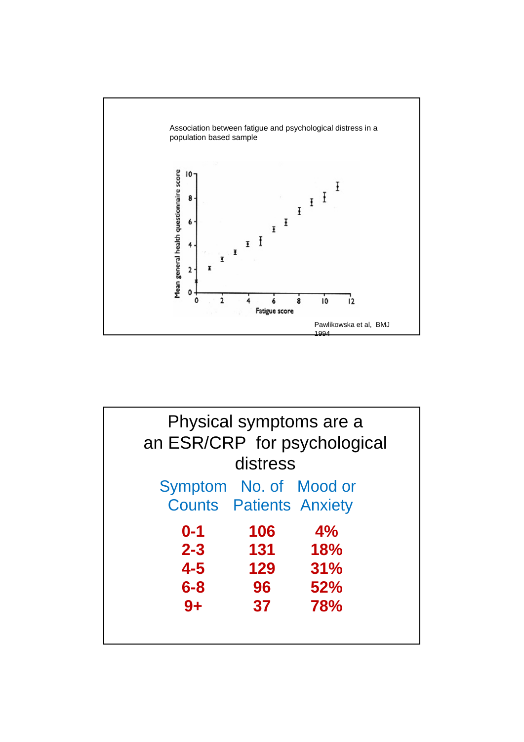Association between fatigue and psychological distress in a population based sample

Pawlikowska et al, BMJ 1994

# Physical symptoms are a an ESR/CRP for psychological distress

| Symptom Counts | No. of Patients | Mood or Anxiety |
|---|---|---|
| **0-1** | **106** | **4%** |
| **2-3** | **131** | **18%** |
| **4-5** | **129** | **31%** |
| **6-8** | **96** | **52%** |
| **9+** | **37** | **78%** |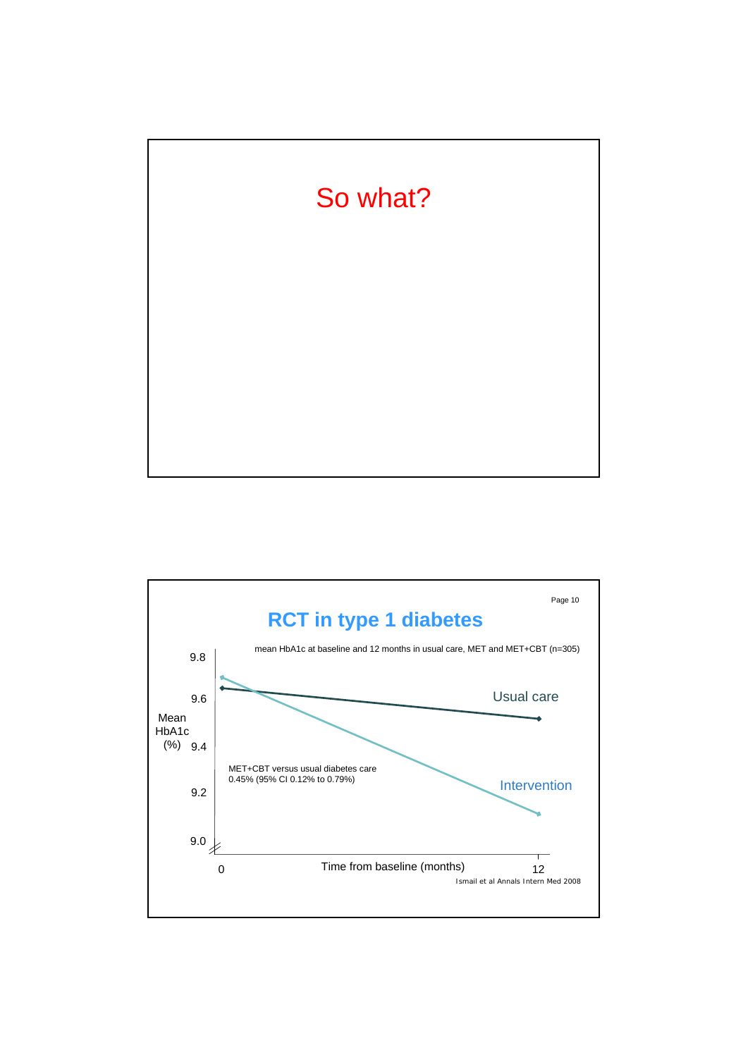# So what?

---

## RCT in type 1 diabetes

mean HbA1c at baseline and 12 months in usual care, MET and MET+CBT (n=305)

Mean HbA1c (%)

9.8
9.6
9.4
9.2
9.0

Usual care

Intervention

MET+CBT versus usual diabetes care
0.45% (95% CI 0.12% to 0.79%)

0 — Time from baseline (months) — 12

Ismail et al Annals Intern Med 2008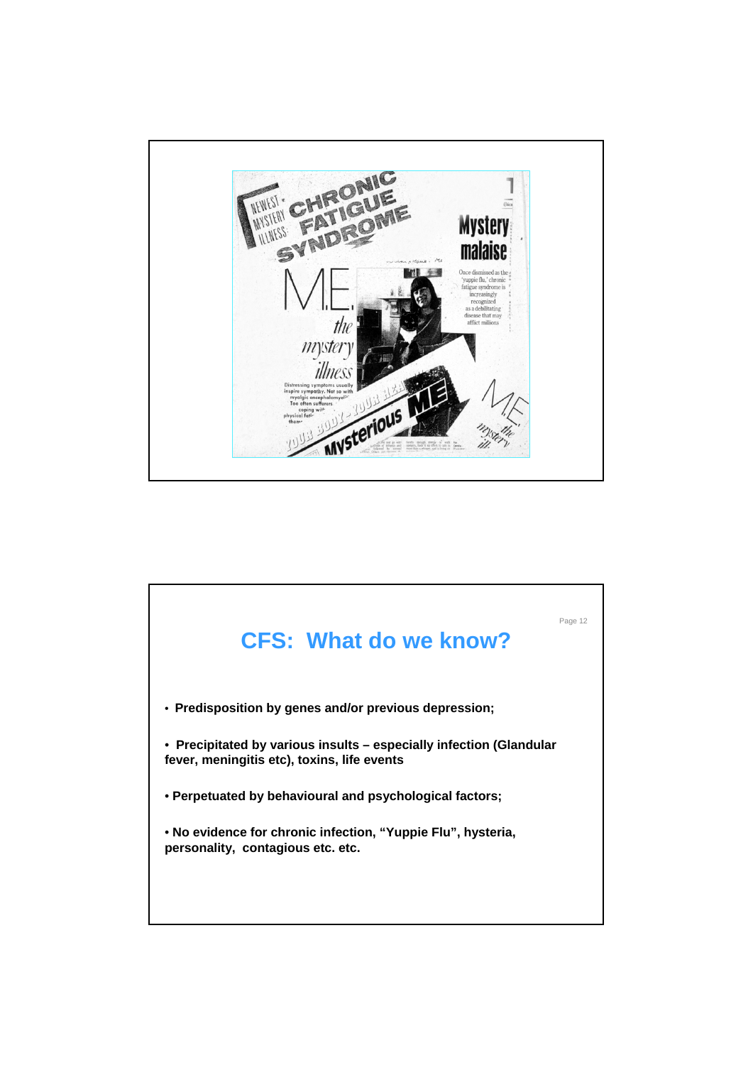NEWEST MYSTERY ILLNESS: CHRONIC FATIGUE SYNDROME

M.E. the mystery illness

Mystery malaise

Once dismissed as the 'yuppie flu,' chronic fatigue syndrome is increasingly recognized as a debilitating disease that may afflict millions

Mysterious ME

## CFS: What do we know?

- **Predisposition by genes and/or previous depression;**
- **Precipitated by various insults – especially infection (Glandular fever, meningitis etc), toxins, life events**
- **Perpetuated by behavioural and psychological factors;**
- **No evidence for chronic infection, "Yuppie Flu", hysteria, personality, contagious etc. etc.**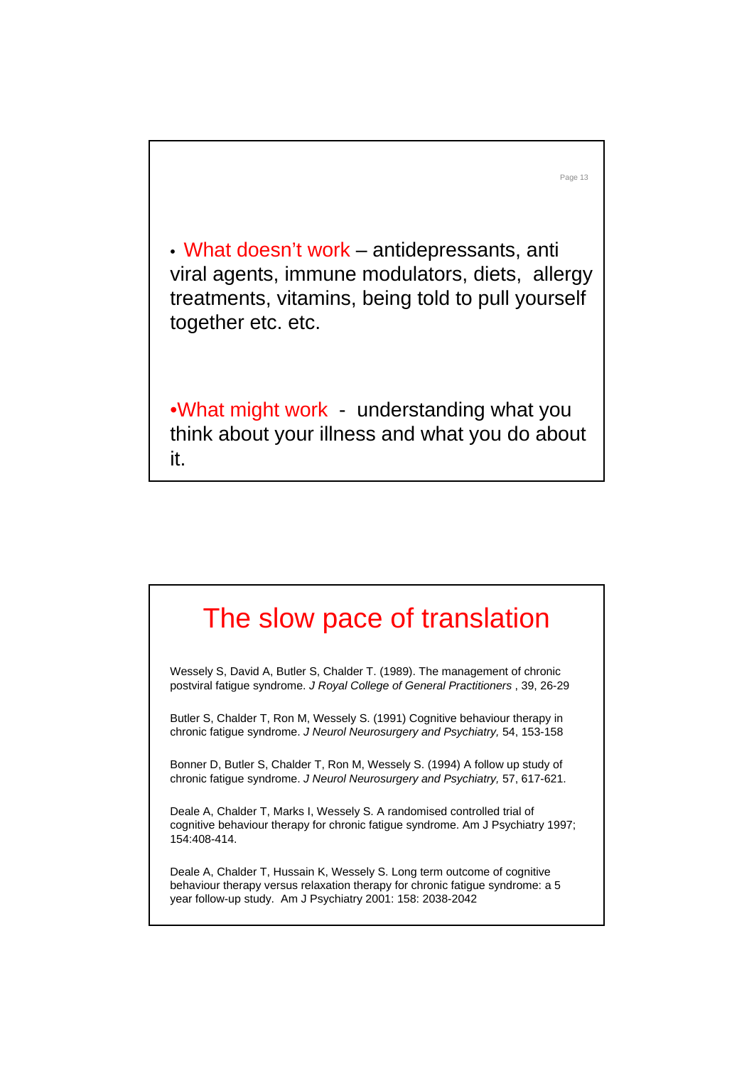- What doesn't work – antidepressants, anti viral agents, immune modulators, diets, allergy treatments, vitamins, being told to pull yourself together etc. etc.

- What might work - understanding what you think about your illness and what you do about it.

# The slow pace of translation

Wessely S, David A, Butler S, Chalder T. (1989). The management of chronic postviral fatigue syndrome. *J Royal College of General Practitioners* , 39, 26-29

Butler S, Chalder T, Ron M, Wessely S. (1991) Cognitive behaviour therapy in chronic fatigue syndrome. *J Neurol Neurosurgery and Psychiatry,* 54, 153-158

Bonner D, Butler S, Chalder T, Ron M, Wessely S. (1994) A follow up study of chronic fatigue syndrome. *J Neurol Neurosurgery and Psychiatry,* 57, 617-621.

Deale A, Chalder T, Marks I, Wessely S. A randomised controlled trial of cognitive behaviour therapy for chronic fatigue syndrome. Am J Psychiatry 1997; 154:408-414.

Deale A, Chalder T, Hussain K, Wessely S. Long term outcome of cognitive behaviour therapy versus relaxation therapy for chronic fatigue syndrome: a 5 year follow-up study. Am J Psychiatry 2001: 158: 2038-2042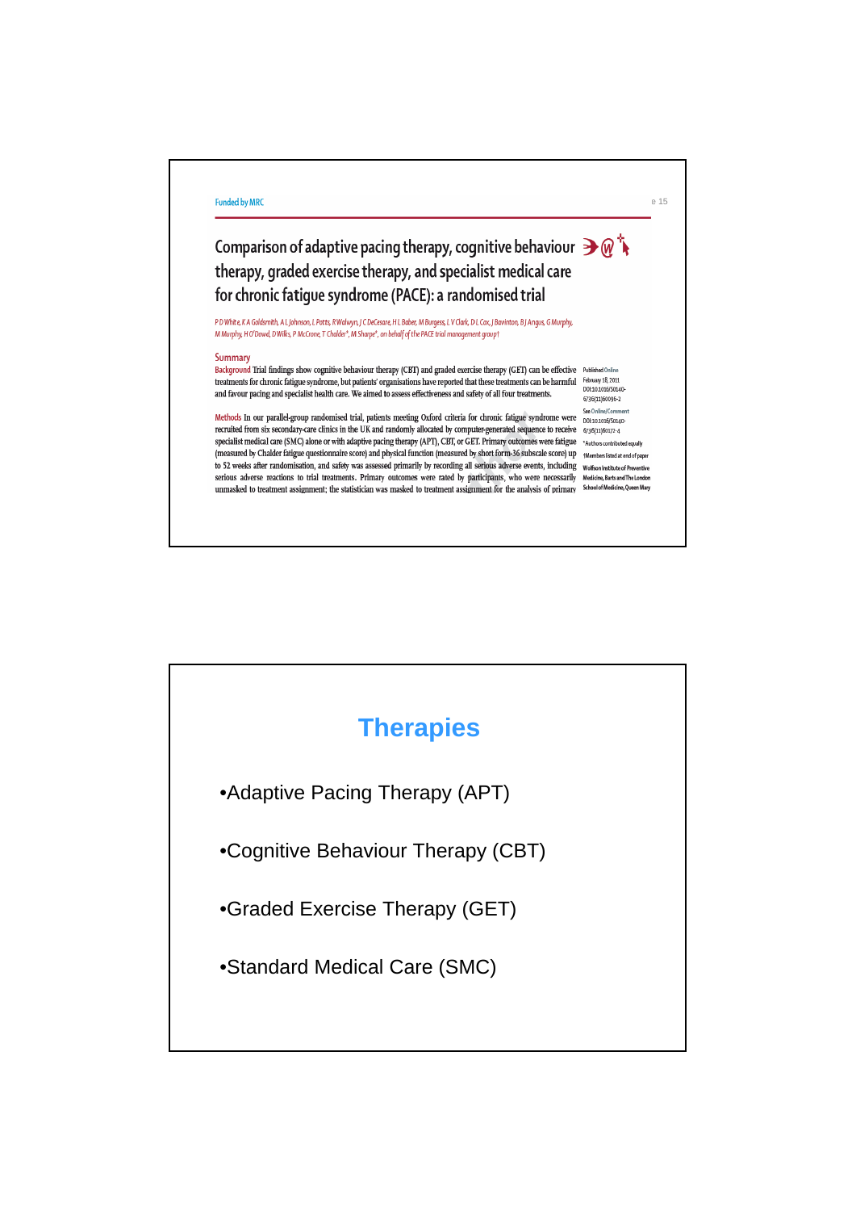Funded by MRC

# Comparison of adaptive pacing therapy, cognitive behaviour therapy, graded exercise therapy, and specialist medical care for chronic fatigue syndrome (PACE): a randomised trial

*P D White, K A Goldsmith, A L Johnson, L Potts, R Walwyn, J C DeCesare, H L Baber, M Burgess, L V Clark, D L Cox, J Bavinton, B J Angus, G Murphy, M Murphy, H O'Dowd, D Wilks, P McCrone, T Chalder\*, M Sharpe\*, on behalf of the PACE trial management group†*

## Summary

**Background** Trial findings show cognitive behaviour therapy (CBT) and graded exercise therapy (GET) can be effective treatments for chronic fatigue syndrome, but patients' organisations have reported that these treatments can be harmful and favour pacing and specialist health care. We aimed to assess effectiveness and safety of all four treatments.

**Methods** In our parallel-group randomised trial, patients meeting Oxford criteria for chronic fatigue syndrome were recruited from six secondary-care clinics in the UK and randomly allocated by computer-generated sequence to receive specialist medical care (SMC) alone or with adaptive pacing therapy (APT), CBT, or GET. Primary outcomes were fatigue (measured by Chalder fatigue questionnaire score) and physical function (measured by short form-36 subscale score) up to 52 weeks after randomisation, and safety was assessed primarily by recording all serious adverse events, including serious adverse reactions to trial treatments. Primary outcomes were rated by participants, who were necessarily unmasked to treatment assignment; the statistician was masked to treatment assignment for the analysis of primary

Published Online February 18, 2011 DOI:10.1016/S0140-6736(11)60096-2

See Online/Comment DOI:10.1016/S0140-6736(11)60172-4

\*Authors contributed equally

†Members listed at end of paper

Wolfson Institute of Preventive Medicine, Barts and The London School of Medicine, Queen Mary

# Therapies

- Adaptive Pacing Therapy (APT)
- Cognitive Behaviour Therapy (CBT)
- Graded Exercise Therapy (GET)
- Standard Medical Care (SMC)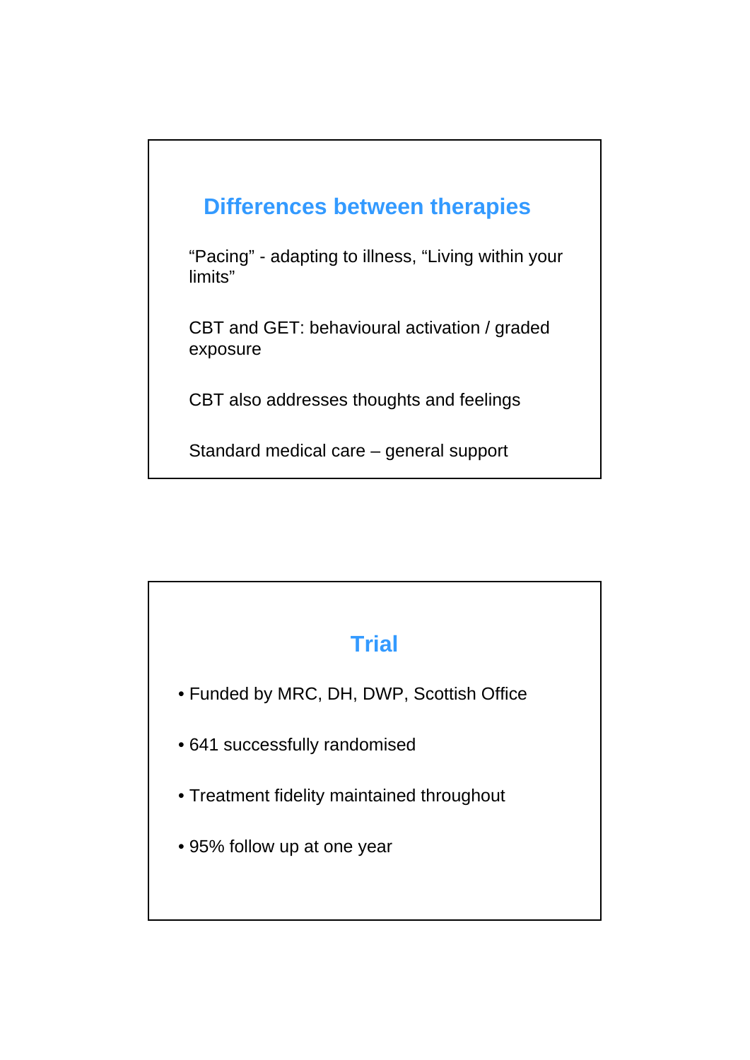## Differences between therapies

"Pacing" - adapting to illness, "Living within your limits"

CBT and GET: behavioural activation / graded exposure

CBT also addresses thoughts and feelings

Standard medical care – general support

## Trial

- Funded by MRC, DH, DWP, Scottish Office
- 641 successfully randomised
- Treatment fidelity maintained throughout
- 95% follow up at one year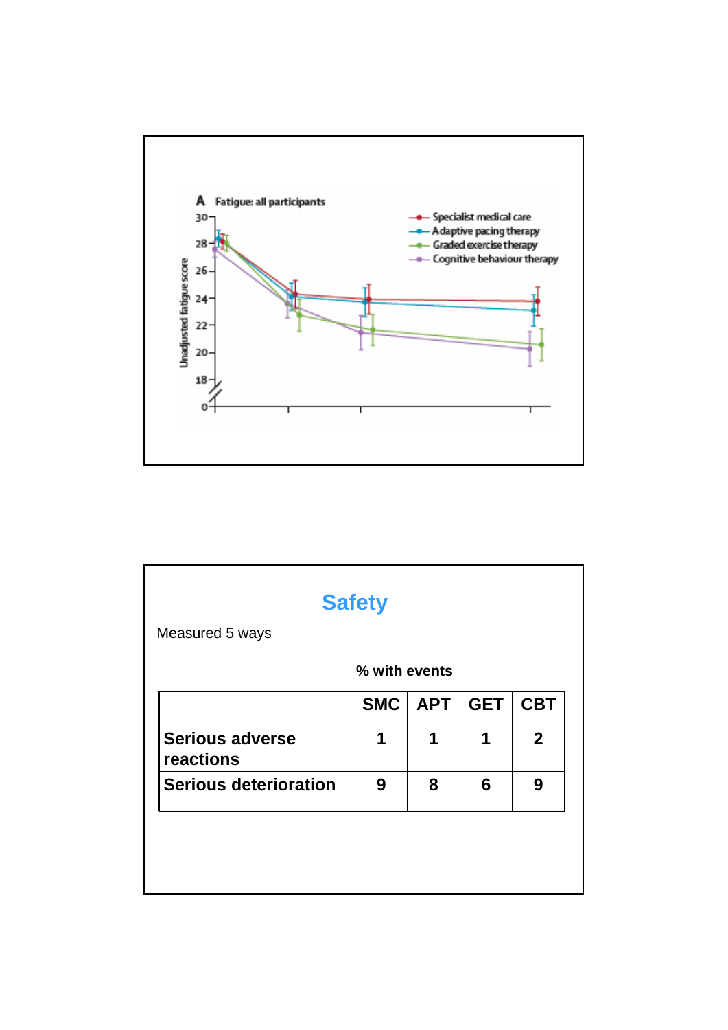**A Fatigue: all participants**

Unadjusted fatigue score

- Specialist medical care
- Adaptive pacing therapy
- Graded exercise therapy
- Cognitive behaviour therapy

# Safety

Measured 5 ways

**% with events**

| | SMC | APT | GET | CBT |
|---|---|---|---|---|
| **Serious adverse reactions** | 1 | 1 | 1 | 2 |
| **Serious deterioration** | 9 | 8 | 6 | 9 |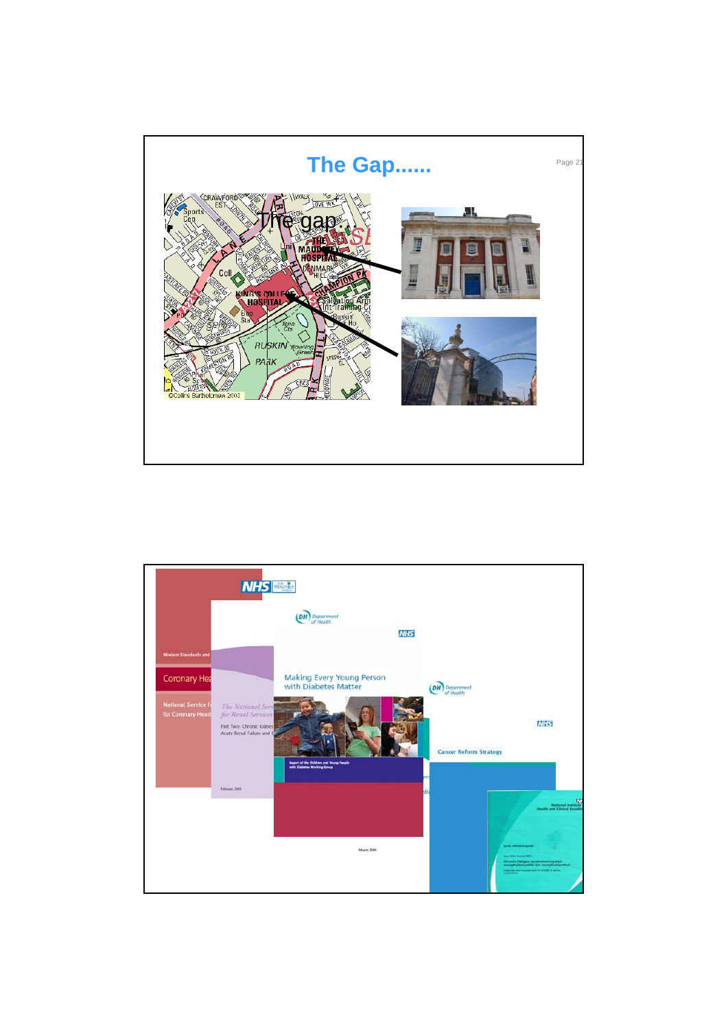# The Gap......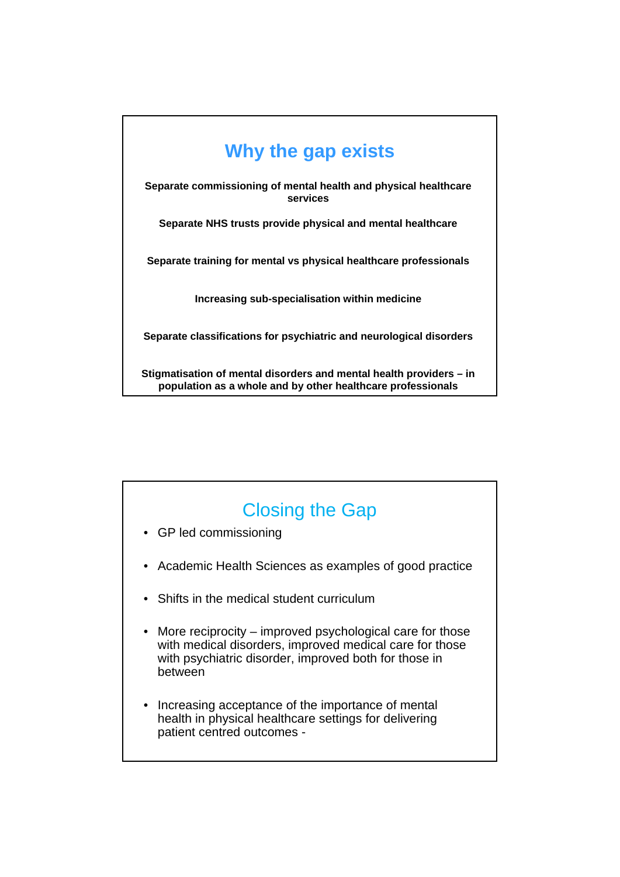## Why the gap exists

**Separate commissioning of mental health and physical healthcare services**

**Separate NHS trusts provide physical and mental healthcare**

**Separate training for mental vs physical healthcare professionals**

**Increasing sub-specialisation within medicine**

**Separate classifications for psychiatric and neurological disorders**

**Stigmatisation of mental disorders and mental health providers – in population as a whole and by other healthcare professionals**

## Closing the Gap

- GP led commissioning
- Academic Health Sciences as examples of good practice
- Shifts in the medical student curriculum
- More reciprocity – improved psychological care for those with medical disorders, improved medical care for those with psychiatric disorder, improved both for those in between
- Increasing acceptance of the importance of mental health in physical healthcare settings for delivering patient centred outcomes -